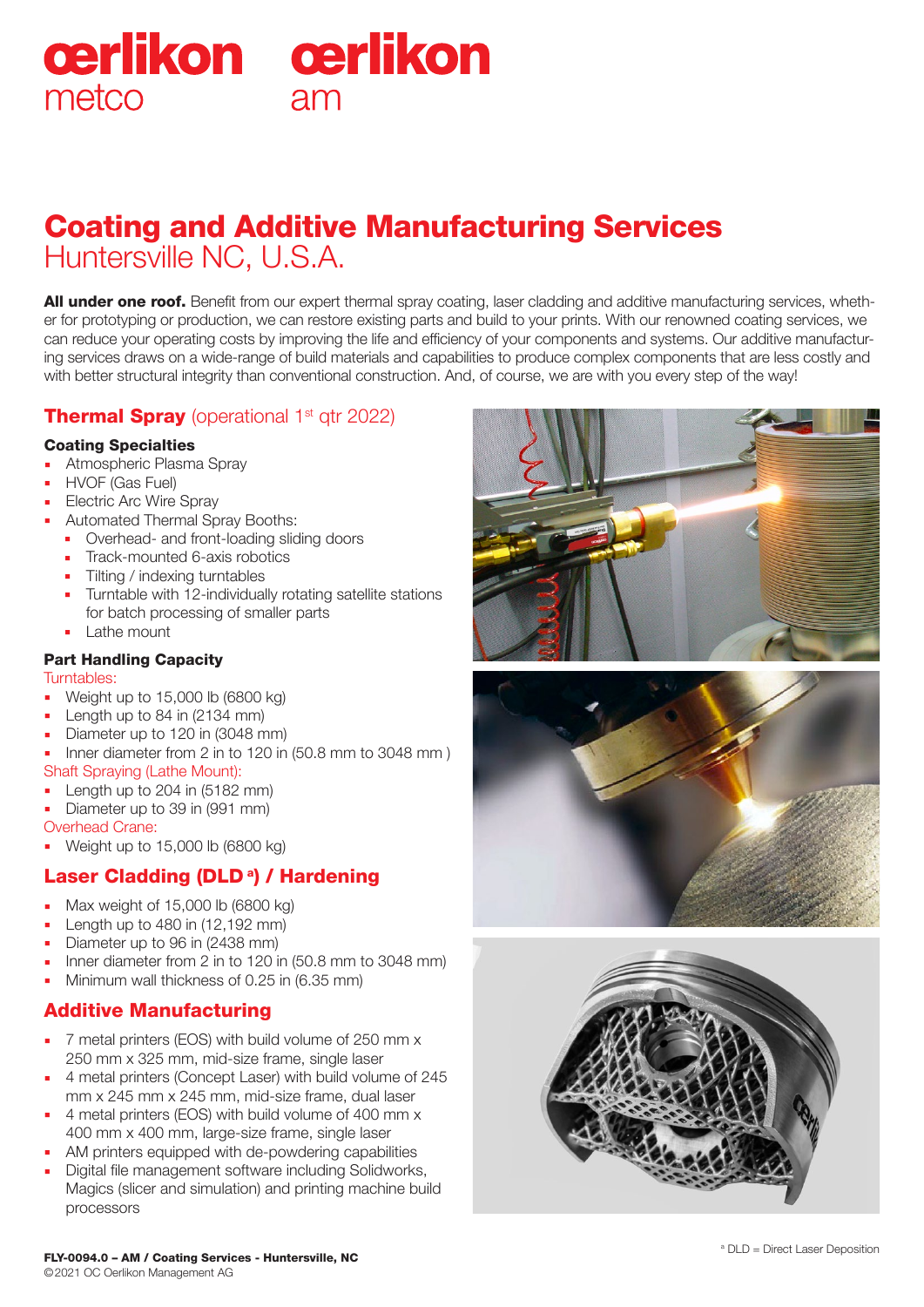oerlikon metco oerlikon am

# Coating and Additive Manufacturing Services

## Huntersville NC, U.S.A.

**All under one roof.** Benefit from our expert thermal spray coating, laser cladding and additive manufacturing services, whether for prototyping or production, we can restore existing parts and build to your prints. With our renowned coating services, we can reduce your operating costs by improving the life and efficiency of your components and systems. Our additive manufacturing services draws on a wide-range of build materials and capabilities to produce complex components that are less costly and with better structural integrity than conventional construction. And, of course, we are with you every step of the way!

## Thermal Spray (operational 1st qtr 2022)

### Coating Specialties

- Atmospheric Plasma Spray
- HVOF (Gas Fuel)
- Electric Arc Wire Spray
- Automated Thermal Spray Booths:
  - Overhead- and front-loading sliding doors
  - Track-mounted 6-axis robotics
  - Tilting / indexing turntables
  - Turntable with 12-individually rotating satellite stations for batch processing of smaller parts
  - Lathe mount

### Part Handling Capacity

Turntables:

- Weight up to 15,000 lb (6800 kg)
- Length up to 84 in (2134 mm)
- Diameter up to 120 in (3048 mm)
- Inner diameter from 2 in to 120 in (50.8 mm to 3048 mm )

Shaft Spraying (Lathe Mount):

- Length up to 204 in (5182 mm)
- Diameter up to 39 in (991 mm)

Overhead Crane:

- Weight up to 15,000 lb (6800 kg)

## Laser Cladding (DLD [a]) / Hardening

- Max weight of 15,000 lb (6800 kg)
- Length up to 480 in (12,192 mm)
- Diameter up to 96 in (2438 mm)
- Inner diameter from 2 in to 120 in (50.8 mm to 3048 mm)
- Minimum wall thickness of 0.25 in (6.35 mm)

## Additive Manufacturing

- 7 metal printers (EOS) with build volume of 250 mm x 250 mm x 325 mm, mid-size frame, single laser
- 4 metal printers (Concept Laser) with build volume of 245 mm x 245 mm x 245 mm, mid-size frame, dual laser
- 4 metal printers (EOS) with build volume of 400 mm x 400 mm x 400 mm, large-size frame, single laser
- AM printers equipped with de-powdering capabilities
- Digital file management software including Solidworks, Magics (slicer and simulation) and printing machine build processors

[a] DLD = Direct Laser Deposition

FLY-0094.0 – AM / Coating Services - Huntersville, NC
©2021 OC Oerlikon Management AG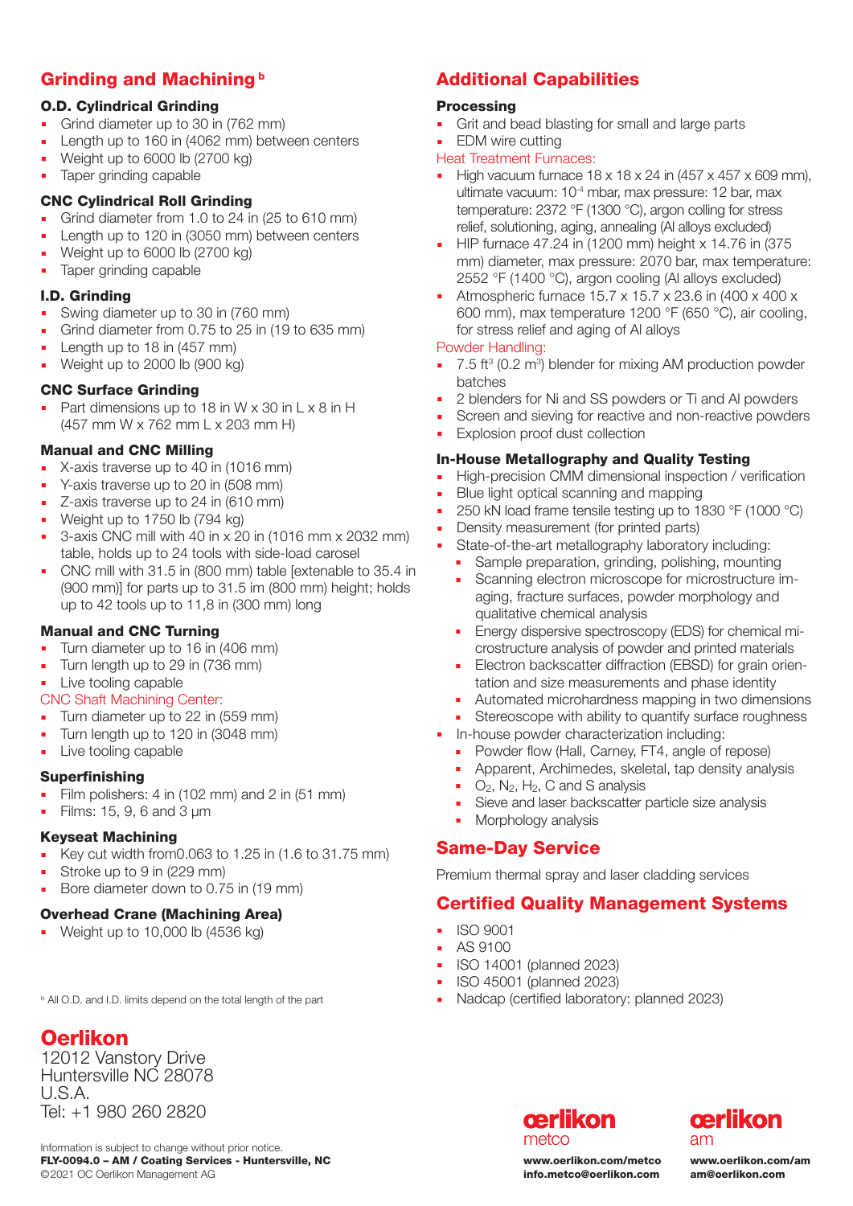## Grinding and Machining [b]

### O.D. Cylindrical Grinding

- Grind diameter up to 30 in (762 mm)
- Length up to 160 in (4062 mm) between centers
- Weight up to 6000 lb (2700 kg)
- Taper grinding capable

### CNC Cylindrical Roll Grinding

- Grind diameter from 1.0 to 24 in (25 to 610 mm)
- Length up to 120 in (3050 mm) between centers
- Weight up to 6000 lb (2700 kg)
- Taper grinding capable

### I.D. Grinding

- Swing diameter up to 30 in (760 mm)
- Grind diameter from 0.75 to 25 in (19 to 635 mm)
- Length up to 18 in (457 mm)
- Weight up to 2000 lb (900 kg)

### CNC Surface Grinding

- Part dimensions up to 18 in W x 30 in L x 8 in H (457 mm W x 762 mm L x 203 mm H)

### Manual and CNC Milling

- X-axis traverse up to 40 in (1016 mm)
- Y-axis traverse up to 20 in (508 mm)
- Z-axis traverse up to 24 in (610 mm)
- Weight up to 1750 lb (794 kg)
- 3-axis CNC mill with 40 in x 20 in (1016 mm x 2032 mm) table, holds up to 24 tools with side-load carosel
- CNC mill with 31.5 in (800 mm) table [extenable to 35.4 in (900 mm)] for parts up to 31.5 im (800 mm) height; holds up to 42 tools up to 11,8 in (300 mm) long

### Manual and CNC Turning

- Turn diameter up to 16 in (406 mm)
- Turn length up to 29 in (736 mm)
- Live tooling capable

CNC Shaft Machining Center:

- Turn diameter up to 22 in (559 mm)
- Turn length up to 120 in (3048 mm)
- Live tooling capable

### Superfinishing

- Film polishers: 4 in (102 mm) and 2 in (51 mm)
- Films: 15, 9, 6 and 3 µm

### Keyseat Machining

- Key cut width from0.063 to 1.25 in (1.6 to 31.75 mm)
- Stroke up to 9 in (229 mm)
- Bore diameter down to 0.75 in (19 mm)

### Overhead Crane (Machining Area)

- Weight up to 10,000 lb (4536 kg)

[b] All O.D. and I.D. limits depend on the total length of the part

## Additional Capabilities

### Processing

- Grit and bead blasting for small and large parts
- EDM wire cutting

Heat Treatment Furnaces:

- High vacuum furnace 18 x 18 x 24 in (457 x 457 x 609 mm), ultimate vacuum: $10^{-4}$ mbar, max pressure: 12 bar, max temperature: 2372 °F (1300 °C), argon colling for stress relief, solutioning, aging, annealing (Al alloys excluded)
- HIP furnace 47.24 in (1200 mm) height x 14.76 in (375 mm) diameter, max pressure: 2070 bar, max temperature: 2552 °F (1400 °C), argon cooling (Al alloys excluded)
- Atmospheric furnace 15.7 x 15.7 x 23.6 in (400 x 400 x 600 mm), max temperature 1200 °F (650 °C), air cooling, for stress relief and aging of Al alloys

Powder Handling:

- 7.5 $ft^3$ (0.2 $m^3$) blender for mixing AM production powder batches
- 2 blenders for Ni and SS powders or Ti and Al powders
- Screen and sieving for reactive and non-reactive powders
- Explosion proof dust collection

### In-House Metallography and Quality Testing

- High-precision CMM dimensional inspection / verification
- Blue light optical scanning and mapping
- 250 kN load frame tensile testing up to 1830 °F (1000 °C)
- Density measurement (for printed parts)
- State-of-the-art metallography laboratory including:
  - Sample preparation, grinding, polishing, mounting
  - Scanning electron microscope for microstructure imaging, fracture surfaces, powder morphology and qualitative chemical analysis
  - Energy dispersive spectroscopy (EDS) for chemical microstructure analysis of powder and printed materials
  - Electron backscatter diffraction (EBSD) for grain orientation and size measurements and phase identity
  - Automated microhardness mapping in two dimensions
  - Stereoscope with ability to quantify surface roughness
- In-house powder characterization including:
  - Powder flow (Hall, Carney, FT4, angle of repose)
  - Apparent, Archimedes, skeletal, tap density analysis
  - $O_2$, $N_2$, $H_2$, C and S analysis
  - Sieve and laser backscatter particle size analysis
  - Morphology analysis

## Same-Day Service

Premium thermal spray and laser cladding services

## Certified Quality Management Systems

- ISO 9001
- AS 9100
- ISO 14001 (planned 2023)
- ISO 45001 (planned 2023)
- Nadcap (certified laboratory: planned 2023)

**Oerlikon**
12012 Vanstory Drive
Huntersville NC 28078
U.S.A.
Tel: +1 980 260 2820

Information is subject to change without prior notice.
**FLY-0094.0 – AM / Coating Services - Huntersville, NC**
©2021 OC Oerlikon Management AG

oerlikon metco
**www.oerlikon.com/metco**
**info.metco@oerlikon.com**

oerlikon am
**www.oerlikon.com/am**
**am@oerlikon.com**